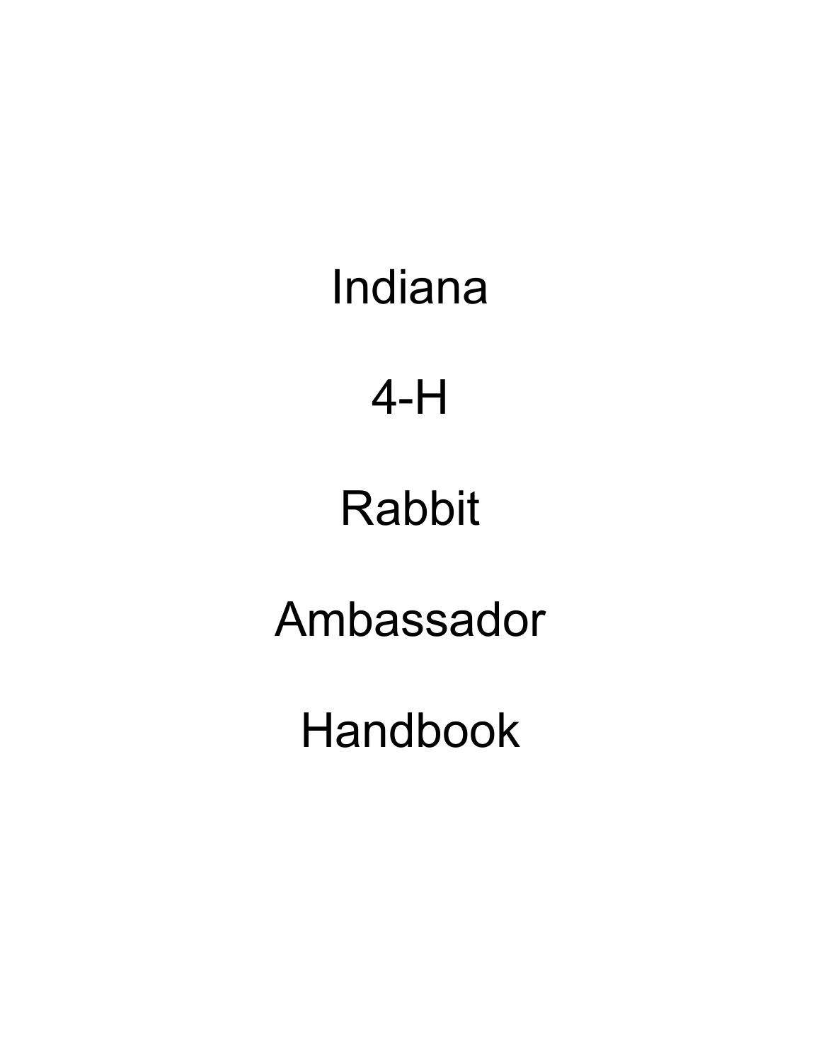# Indiana

# 4-H

# Rabbit

# Ambassador

# Handbook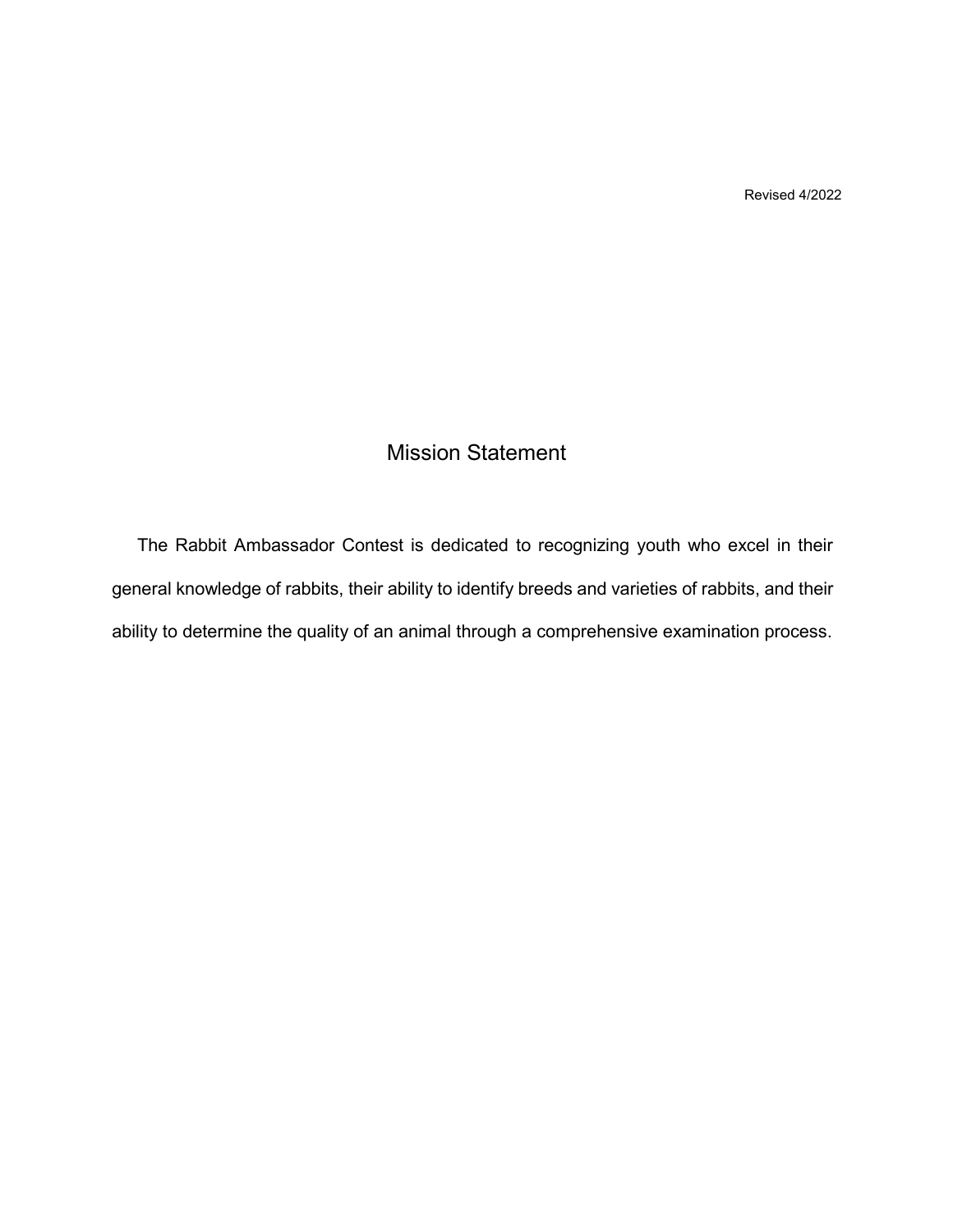Revised 4/2022

# Mission Statement

The Rabbit Ambassador Contest is dedicated to recognizing youth who excel in their general knowledge of rabbits, their ability to identify breeds and varieties of rabbits, and their ability to determine the quality of an animal through a comprehensive examination process.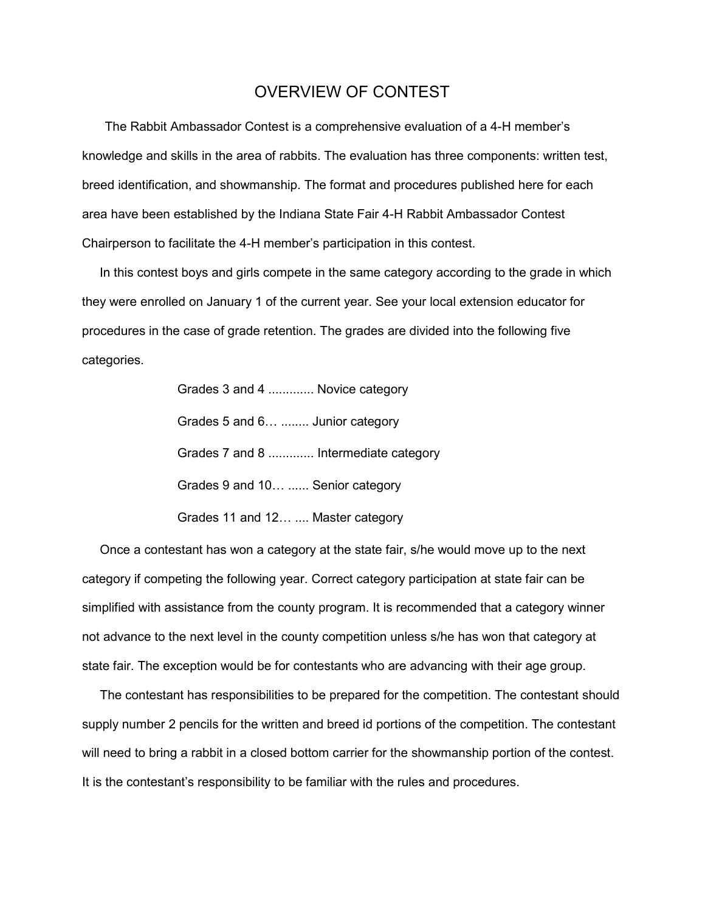# OVERVIEW OF CONTEST

The Rabbit Ambassador Contest is a comprehensive evaluation of a 4-H member's knowledge and skills in the area of rabbits. The evaluation has three components: written test, breed identification, and showmanship. The format and procedures published here for each area have been established by the Indiana State Fair 4-H Rabbit Ambassador Contest Chairperson to facilitate the 4-H member's participation in this contest.

In this contest boys and girls compete in the same category according to the grade in which they were enrolled on January 1 of the current year. See your local extension educator for procedures in the case of grade retention. The grades are divided into the following five categories.

Grades 3 and 4 ............ Novice category

Grades 5 and 6… ........ Junior category

Grades 7 and 8 ............ Intermediate category

Grades 9 and 10… ...... Senior category

Grades 11 and 12… .... Master category

Once a contestant has won a category at the state fair, s/he would move up to the next category if competing the following year. Correct category participation at state fair can be simplified with assistance from the county program. It is recommended that a category winner not advance to the next level in the county competition unless s/he has won that category at state fair. The exception would be for contestants who are advancing with their age group.

The contestant has responsibilities to be prepared for the competition. The contestant should supply number 2 pencils for the written and breed id portions of the competition. The contestant will need to bring a rabbit in a closed bottom carrier for the showmanship portion of the contest. It is the contestant's responsibility to be familiar with the rules and procedures.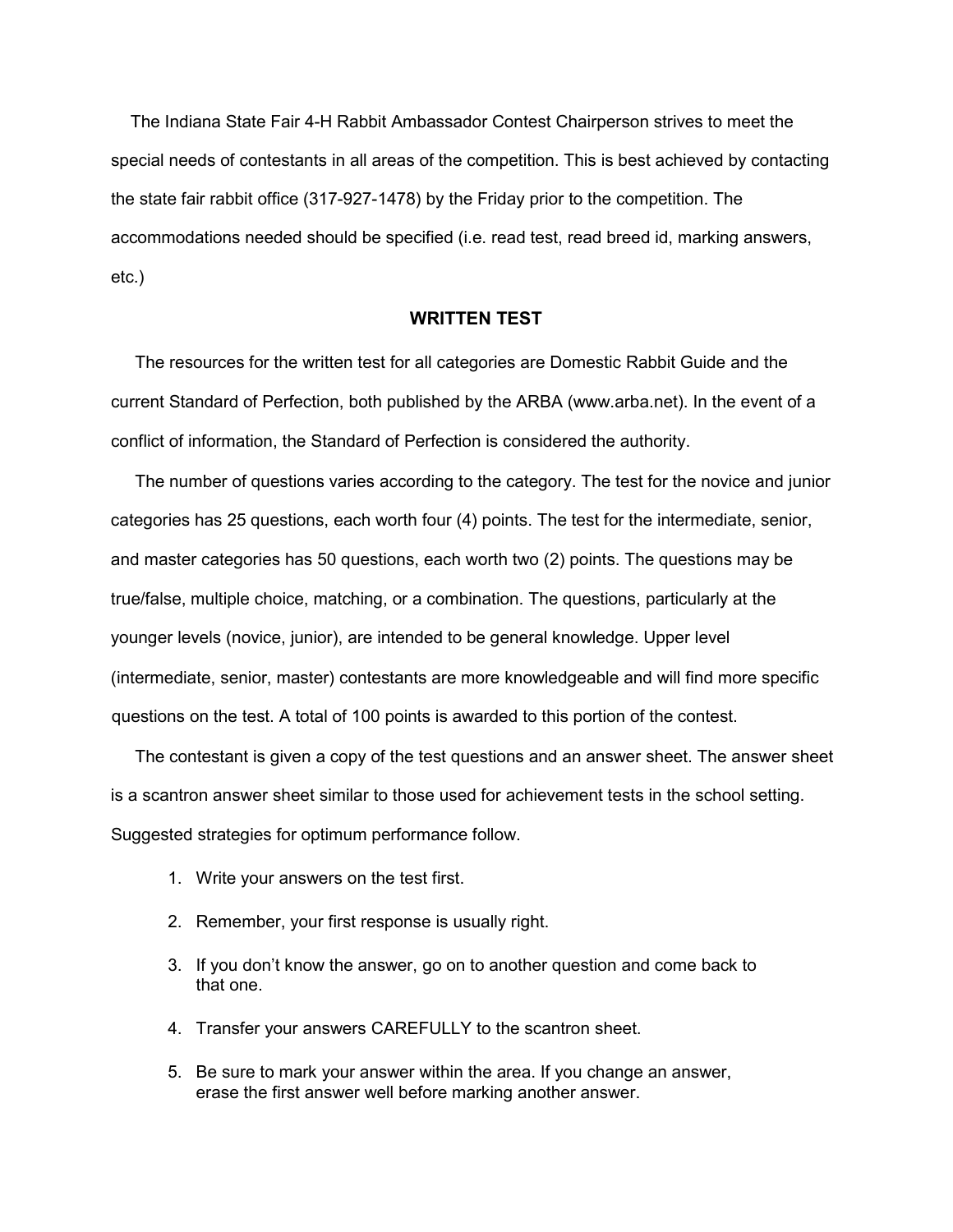The Indiana State Fair 4-H Rabbit Ambassador Contest Chairperson strives to meet the special needs of contestants in all areas of the competition. This is best achieved by contacting the state fair rabbit office (317-927-1478) by the Friday prior to the competition. The accommodations needed should be specified (i.e. read test, read breed id, marking answers, etc.)

## WRITTEN TEST

The resources for the written test for all categories are Domestic Rabbit Guide and the current Standard of Perfection, both published by the ARBA (www.arba.net). In the event of a conflict of information, the Standard of Perfection is considered the authority.

The number of questions varies according to the category. The test for the novice and junior categories has 25 questions, each worth four (4) points. The test for the intermediate, senior, and master categories has 50 questions, each worth two (2) points. The questions may be true/false, multiple choice, matching, or a combination. The questions, particularly at the younger levels (novice, junior), are intended to be general knowledge. Upper level (intermediate, senior, master) contestants are more knowledgeable and will find more specific questions on the test. A total of 100 points is awarded to this portion of the contest.

The contestant is given a copy of the test questions and an answer sheet. The answer sheet is a scantron answer sheet similar to those used for achievement tests in the school setting. Suggested strategies for optimum performance follow.

1. Write your answers on the test first.
2. Remember, your first response is usually right.
3. If you don't know the answer, go on to another question and come back to that one.
4. Transfer your answers CAREFULLY to the scantron sheet.
5. Be sure to mark your answer within the area. If you change an answer, erase the first answer well before marking another answer.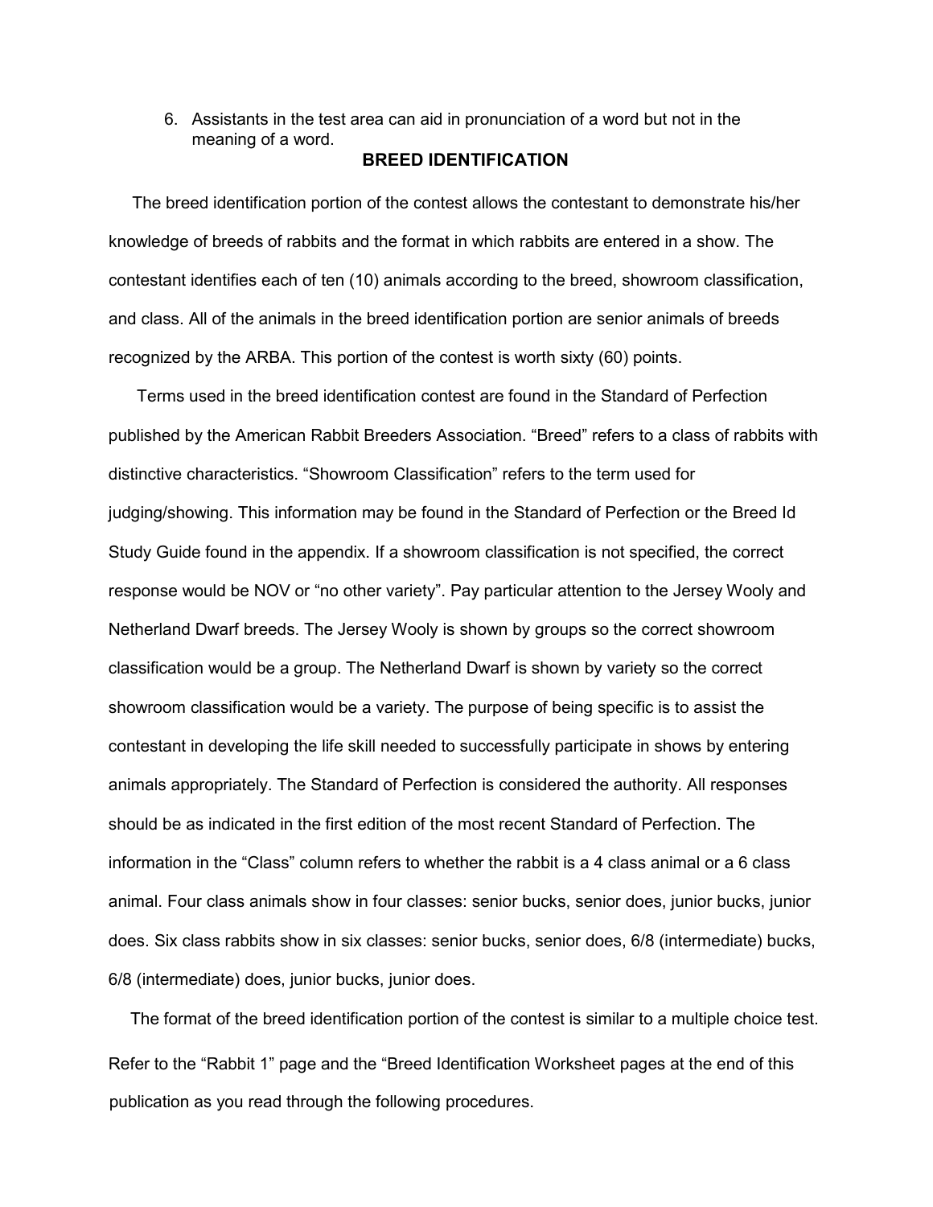6. Assistants in the test area can aid in pronunciation of a word but not in the meaning of a word.

## BREED IDENTIFICATION

The breed identification portion of the contest allows the contestant to demonstrate his/her knowledge of breeds of rabbits and the format in which rabbits are entered in a show. The contestant identifies each of ten (10) animals according to the breed, showroom classification, and class. All of the animals in the breed identification portion are senior animals of breeds recognized by the ARBA. This portion of the contest is worth sixty (60) points.

Terms used in the breed identification contest are found in the Standard of Perfection published by the American Rabbit Breeders Association. "Breed" refers to a class of rabbits with distinctive characteristics. "Showroom Classification" refers to the term used for judging/showing. This information may be found in the Standard of Perfection or the Breed Id Study Guide found in the appendix. If a showroom classification is not specified, the correct response would be NOV or "no other variety". Pay particular attention to the Jersey Wooly and Netherland Dwarf breeds. The Jersey Wooly is shown by groups so the correct showroom classification would be a group. The Netherland Dwarf is shown by variety so the correct showroom classification would be a variety. The purpose of being specific is to assist the contestant in developing the life skill needed to successfully participate in shows by entering animals appropriately. The Standard of Perfection is considered the authority. All responses should be as indicated in the first edition of the most recent Standard of Perfection. The information in the "Class" column refers to whether the rabbit is a 4 class animal or a 6 class animal. Four class animals show in four classes: senior bucks, senior does, junior bucks, junior does. Six class rabbits show in six classes: senior bucks, senior does, 6/8 (intermediate) bucks, 6/8 (intermediate) does, junior bucks, junior does.

The format of the breed identification portion of the contest is similar to a multiple choice test. Refer to the "Rabbit 1" page and the "Breed Identification Worksheet pages at the end of this publication as you read through the following procedures.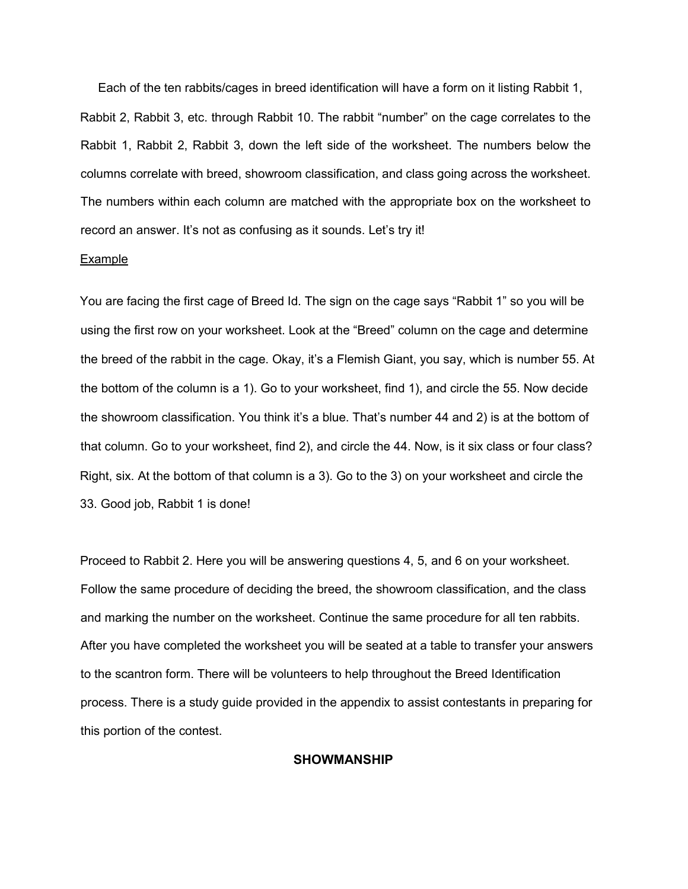Each of the ten rabbits/cages in breed identification will have a form on it listing Rabbit 1, Rabbit 2, Rabbit 3, etc. through Rabbit 10. The rabbit "number" on the cage correlates to the Rabbit 1, Rabbit 2, Rabbit 3, down the left side of the worksheet. The numbers below the columns correlate with breed, showroom classification, and class going across the worksheet. The numbers within each column are matched with the appropriate box on the worksheet to record an answer. It's not as confusing as it sounds. Let's try it!

<u>Example</u>

You are facing the first cage of Breed Id. The sign on the cage says "Rabbit 1" so you will be using the first row on your worksheet. Look at the "Breed" column on the cage and determine the breed of the rabbit in the cage. Okay, it's a Flemish Giant, you say, which is number 55. At the bottom of the column is a 1). Go to your worksheet, find 1), and circle the 55. Now decide the showroom classification. You think it's a blue. That's number 44 and 2) is at the bottom of that column. Go to your worksheet, find 2), and circle the 44. Now, is it six class or four class? Right, six. At the bottom of that column is a 3). Go to the 3) on your worksheet and circle the 33. Good job, Rabbit 1 is done!

Proceed to Rabbit 2. Here you will be answering questions 4, 5, and 6 on your worksheet. Follow the same procedure of deciding the breed, the showroom classification, and the class and marking the number on the worksheet. Continue the same procedure for all ten rabbits. After you have completed the worksheet you will be seated at a table to transfer your answers to the scantron form. There will be volunteers to help throughout the Breed Identification process. There is a study guide provided in the appendix to assist contestants in preparing for this portion of the contest.

## SHOWMANSHIP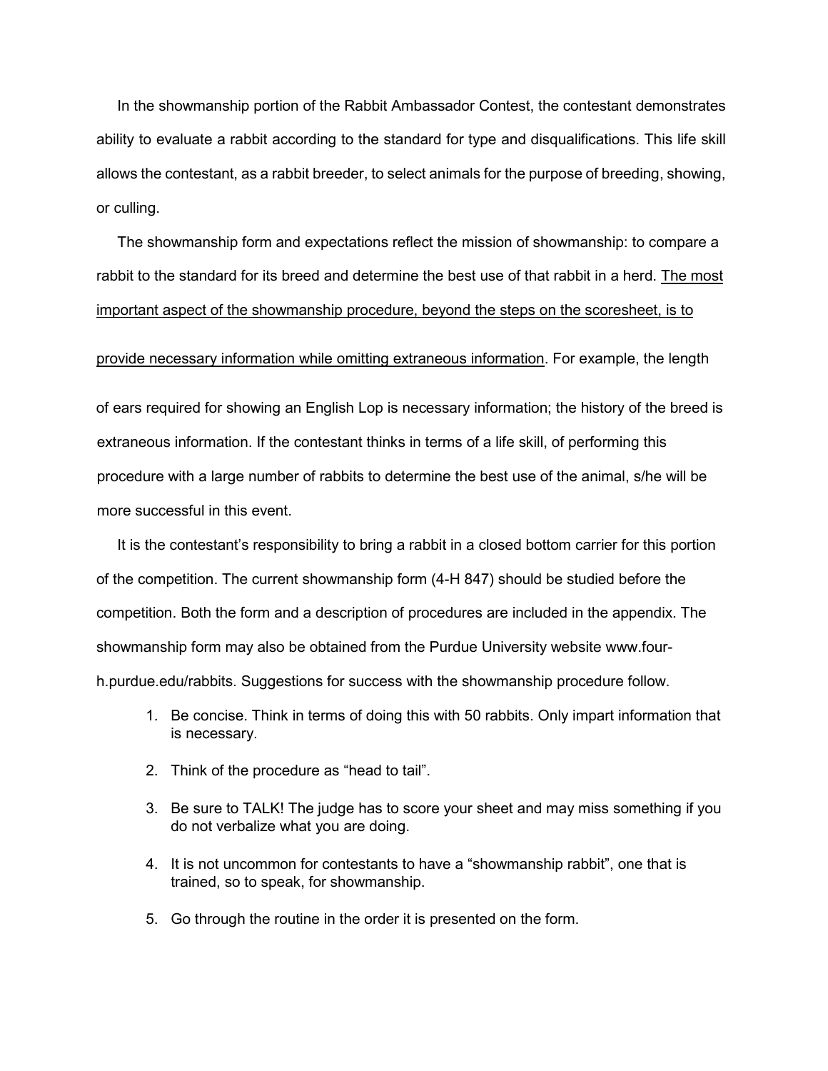In the showmanship portion of the Rabbit Ambassador Contest, the contestant demonstrates ability to evaluate a rabbit according to the standard for type and disqualifications. This life skill allows the contestant, as a rabbit breeder, to select animals for the purpose of breeding, showing, or culling.

The showmanship form and expectations reflect the mission of showmanship: to compare a rabbit to the standard for its breed and determine the best use of that rabbit in a herd. <u>The most important aspect of the showmanship procedure, beyond the steps on the scoresheet, is to provide necessary information while omitting extraneous information</u>. For example, the length of ears required for showing an English Lop is necessary information; the history of the breed is extraneous information. If the contestant thinks in terms of a life skill, of performing this procedure with a large number of rabbits to determine the best use of the animal, s/he will be more successful in this event.

It is the contestant's responsibility to bring a rabbit in a closed bottom carrier for this portion of the competition. The current showmanship form (4-H 847) should be studied before the competition. Both the form and a description of procedures are included in the appendix. The showmanship form may also be obtained from the Purdue University website www.four-h.purdue.edu/rabbits. Suggestions for success with the showmanship procedure follow.

1. Be concise. Think in terms of doing this with 50 rabbits. Only impart information that is necessary.
2. Think of the procedure as "head to tail".
3. Be sure to TALK! The judge has to score your sheet and may miss something if you do not verbalize what you are doing.
4. It is not uncommon for contestants to have a "showmanship rabbit", one that is trained, so to speak, for showmanship.
5. Go through the routine in the order it is presented on the form.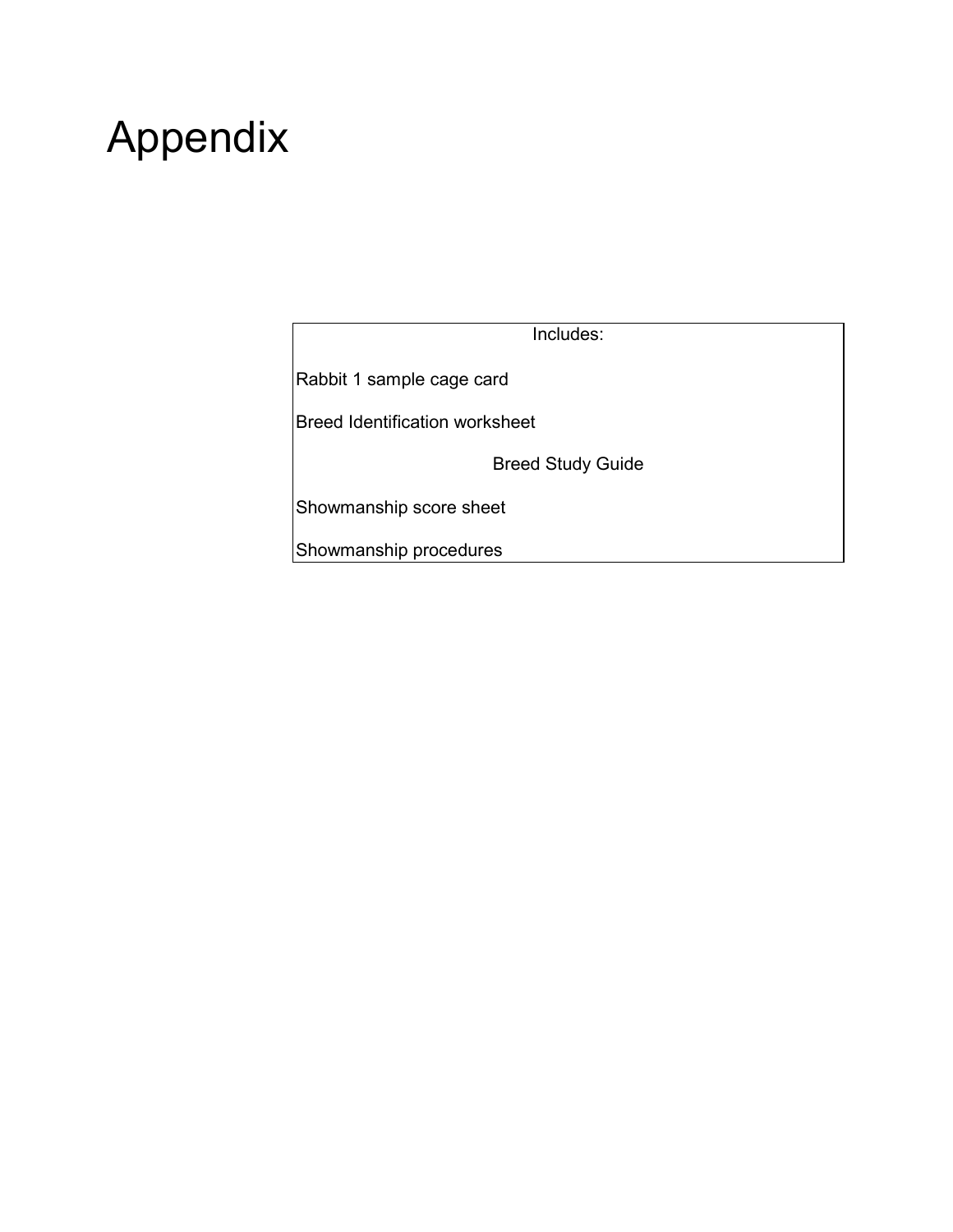# Appendix

| Includes: |
| --- |
| Rabbit 1 sample cage card |
| Breed Identification worksheet |
| Breed Study Guide |
| Showmanship score sheet |
| Showmanship procedures |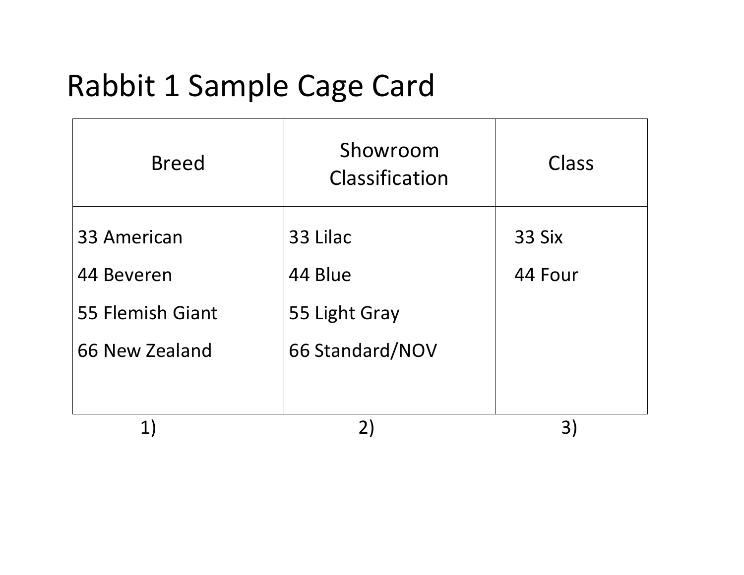# Rabbit 1 Sample Cage Card

| Breed | Showroom Classification | Class |
|---|---|---|
| 33 American<br>44 Beveren<br>55 Flemish Giant<br>66 New Zealand | 33 Lilac<br>44 Blue<br>55 Light Gray<br>66 Standard/NOV | 33 Six<br>44 Four |
| 1) | 2) | 3) |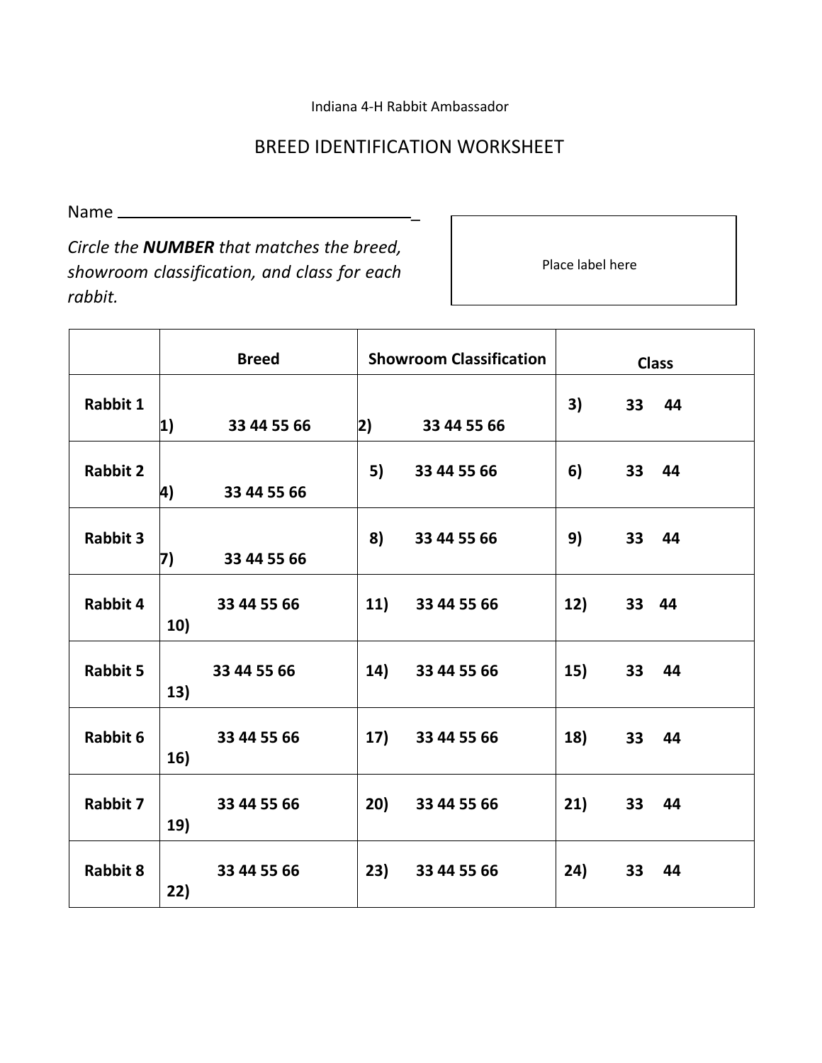Indiana 4-H Rabbit Ambassador

# BREED IDENTIFICATION WORKSHEET

Name ___________________________________

*Circle the **NUMBER** that matches the breed, showroom classification, and class for each rabbit.*

Place label here

| | Breed | Showroom Classification | Class |
|---|---|---|---|
| **Rabbit 1** | **1) 33 44 55 66** | **2) 33 44 55 66** | **3) 33 44** |
| **Rabbit 2** | **4) 33 44 55 66** | **5) 33 44 55 66** | **6) 33 44** |
| **Rabbit 3** | **7) 33 44 55 66** | **8) 33 44 55 66** | **9) 33 44** |
| **Rabbit 4** | **10) 33 44 55 66** | **11) 33 44 55 66** | **12) 33 44** |
| **Rabbit 5** | **13) 33 44 55 66** | **14) 33 44 55 66** | **15) 33 44** |
| **Rabbit 6** | **16) 33 44 55 66** | **17) 33 44 55 66** | **18) 33 44** |
| **Rabbit 7** | **19) 33 44 55 66** | **20) 33 44 55 66** | **21) 33 44** |
| **Rabbit 8** | **22) 33 44 55 66** | **23) 33 44 55 66** | **24) 33 44** |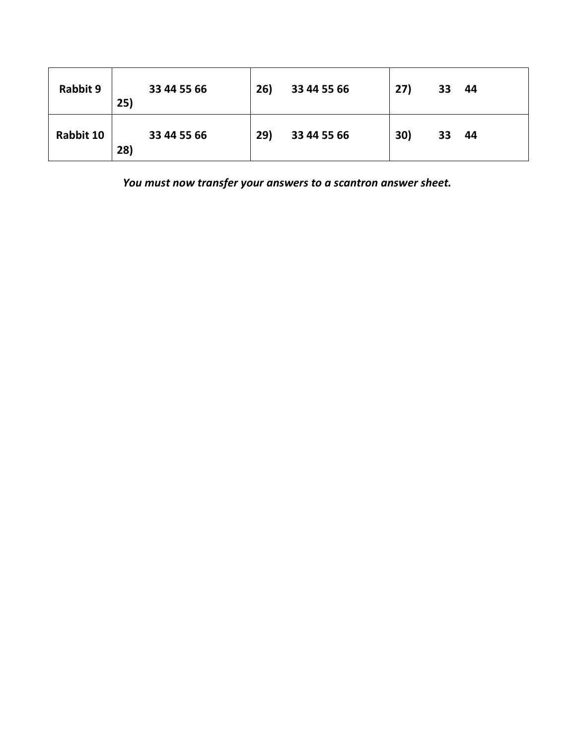| Rabbit 9 | 25) 33 44 55 66 | 26) 33 44 55 66 | 27) 33 44 |
|---|---|---|---|
| Rabbit 10 | 28) 33 44 55 66 | 29) 33 44 55 66 | 30) 33 44 |

***You must now transfer your answers to a scantron answer sheet.***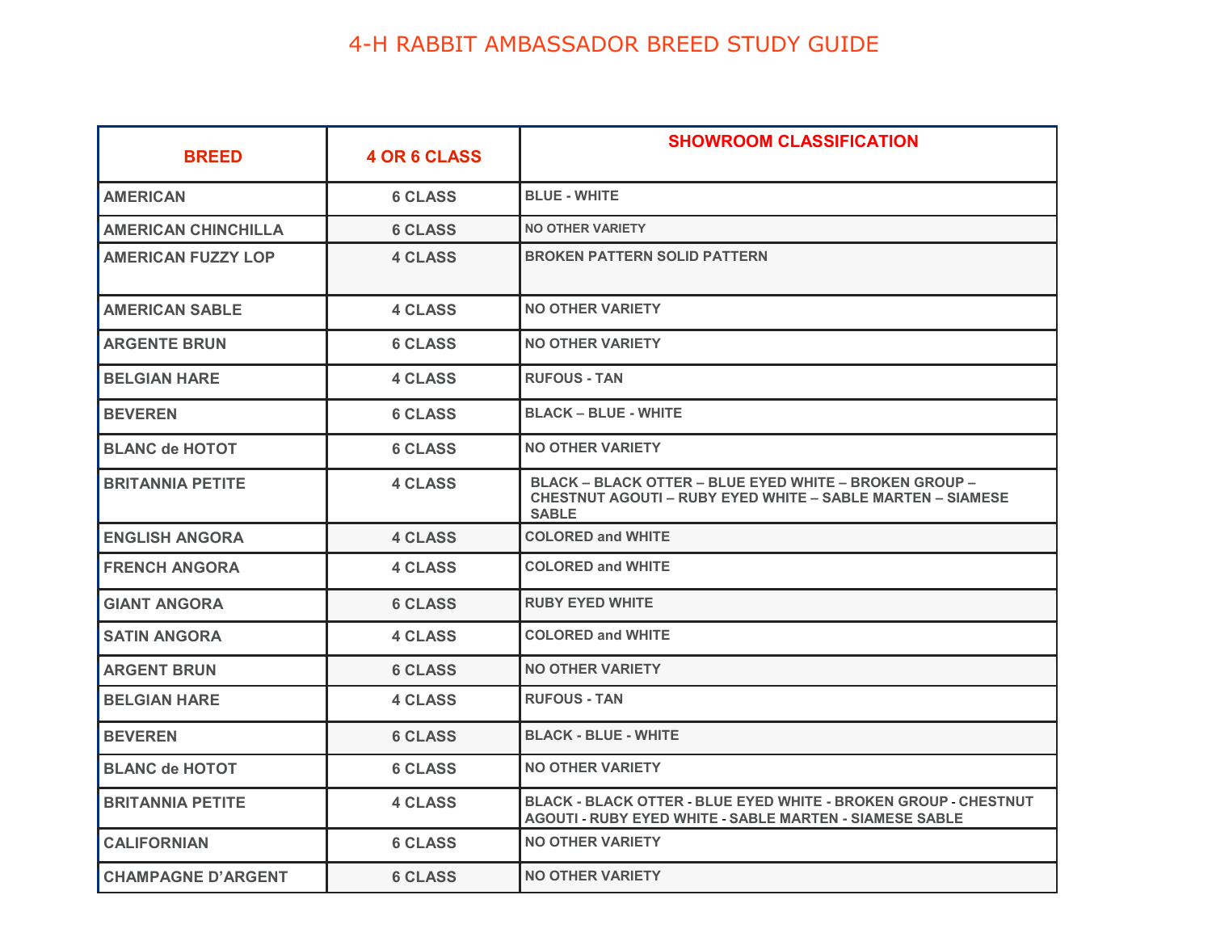# 4-H RABBIT AMBASSADOR BREED STUDY GUIDE

| BREED | 4 OR 6 CLASS | SHOWROOM CLASSIFICATION |
|---|---|---|
| AMERICAN | 6 CLASS | BLUE - WHITE |
| AMERICAN CHINCHILLA | 6 CLASS | NO OTHER VARIETY |
| AMERICAN FUZZY LOP | 4 CLASS | BROKEN PATTERN SOLID PATTERN |
| AMERICAN SABLE | 4 CLASS | NO OTHER VARIETY |
| ARGENTE BRUN | 6 CLASS | NO OTHER VARIETY |
| BELGIAN HARE | 4 CLASS | RUFOUS - TAN |
| BEVEREN | 6 CLASS | BLACK – BLUE - WHITE |
| BLANC de HOTOT | 6 CLASS | NO OTHER VARIETY |
| BRITANNIA PETITE | 4 CLASS | BLACK – BLACK OTTER – BLUE EYED WHITE – BROKEN GROUP – CHESTNUT AGOUTI – RUBY EYED WHITE – SABLE MARTEN – SIAMESE SABLE |
| ENGLISH ANGORA | 4 CLASS | COLORED and WHITE |
| FRENCH ANGORA | 4 CLASS | COLORED and WHITE |
| GIANT ANGORA | 6 CLASS | RUBY EYED WHITE |
| SATIN ANGORA | 4 CLASS | COLORED and WHITE |
| ARGENT BRUN | 6 CLASS | NO OTHER VARIETY |
| BELGIAN HARE | 4 CLASS | RUFOUS - TAN |
| BEVEREN | 6 CLASS | BLACK - BLUE - WHITE |
| BLANC de HOTOT | 6 CLASS | NO OTHER VARIETY |
| BRITANNIA PETITE | 4 CLASS | BLACK - BLACK OTTER - BLUE EYED WHITE - BROKEN GROUP - CHESTNUT AGOUTI - RUBY EYED WHITE - SABLE MARTEN - SIAMESE SABLE |
| CALIFORNIAN | 6 CLASS | NO OTHER VARIETY |
| CHAMPAGNE D'ARGENT | 6 CLASS | NO OTHER VARIETY |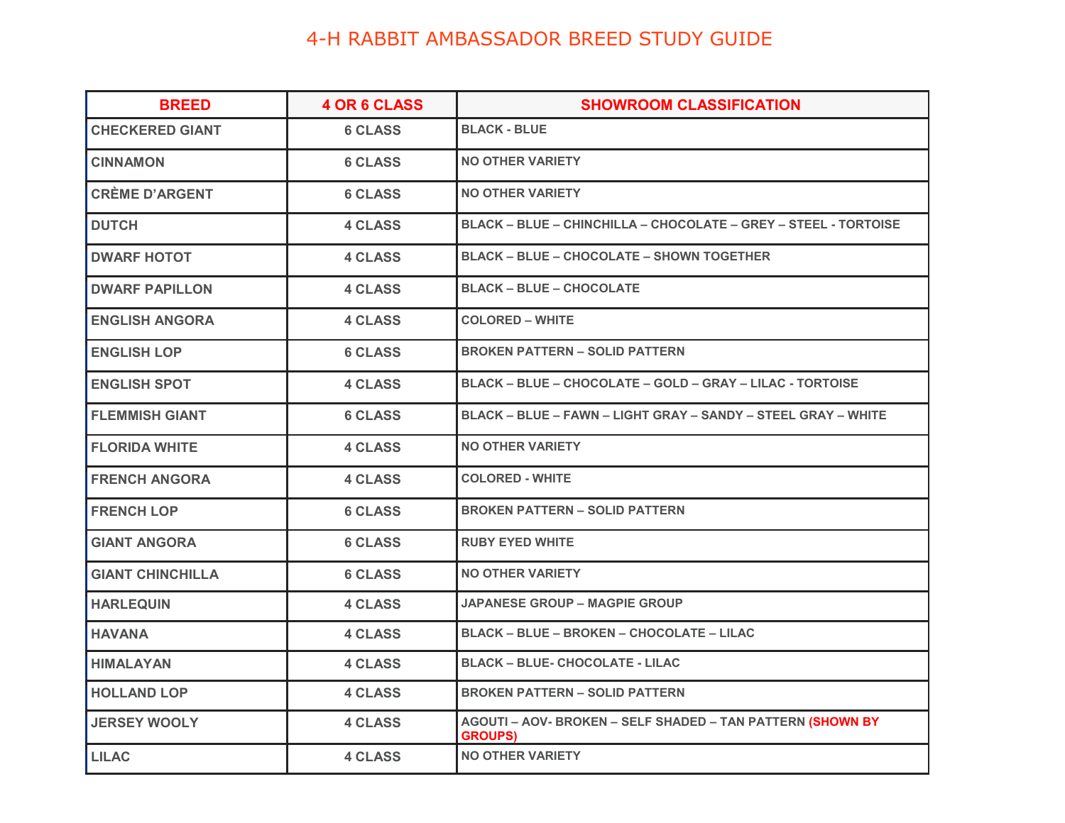# 4-H RABBIT AMBASSADOR BREED STUDY GUIDE

| BREED | 4 OR 6 CLASS | SHOWROOM CLASSIFICATION |
|---|---|---|
| CHECKERED GIANT | 6 CLASS | BLACK - BLUE |
| CINNAMON | 6 CLASS | NO OTHER VARIETY |
| CRÈME D'ARGENT | 6 CLASS | NO OTHER VARIETY |
| DUTCH | 4 CLASS | BLACK – BLUE – CHINCHILLA – CHOCOLATE – GREY – STEEL - TORTOISE |
| DWARF HOTOT | 4 CLASS | BLACK – BLUE – CHOCOLATE – SHOWN TOGETHER |
| DWARF PAPILLON | 4 CLASS | BLACK – BLUE – CHOCOLATE |
| ENGLISH ANGORA | 4 CLASS | COLORED – WHITE |
| ENGLISH LOP | 6 CLASS | BROKEN PATTERN – SOLID PATTERN |
| ENGLISH SPOT | 4 CLASS | BLACK – BLUE – CHOCOLATE – GOLD – GRAY – LILAC - TORTOISE |
| FLEMMISH GIANT | 6 CLASS | BLACK – BLUE – FAWN – LIGHT GRAY – SANDY – STEEL GRAY – WHITE |
| FLORIDA WHITE | 4 CLASS | NO OTHER VARIETY |
| FRENCH ANGORA | 4 CLASS | COLORED - WHITE |
| FRENCH LOP | 6 CLASS | BROKEN PATTERN – SOLID PATTERN |
| GIANT ANGORA | 6 CLASS | RUBY EYED WHITE |
| GIANT CHINCHILLA | 6 CLASS | NO OTHER VARIETY |
| HARLEQUIN | 4 CLASS | JAPANESE GROUP – MAGPIE GROUP |
| HAVANA | 4 CLASS | BLACK – BLUE – BROKEN – CHOCOLATE – LILAC |
| HIMALAYAN | 4 CLASS | BLACK – BLUE- CHOCOLATE - LILAC |
| HOLLAND LOP | 4 CLASS | BROKEN PATTERN – SOLID PATTERN |
| JERSEY WOOLY | 4 CLASS | AGOUTI – AOV- BROKEN – SELF SHADED – TAN PATTERN (SHOWN BY GROUPS) |
| LILAC | 4 CLASS | NO OTHER VARIETY |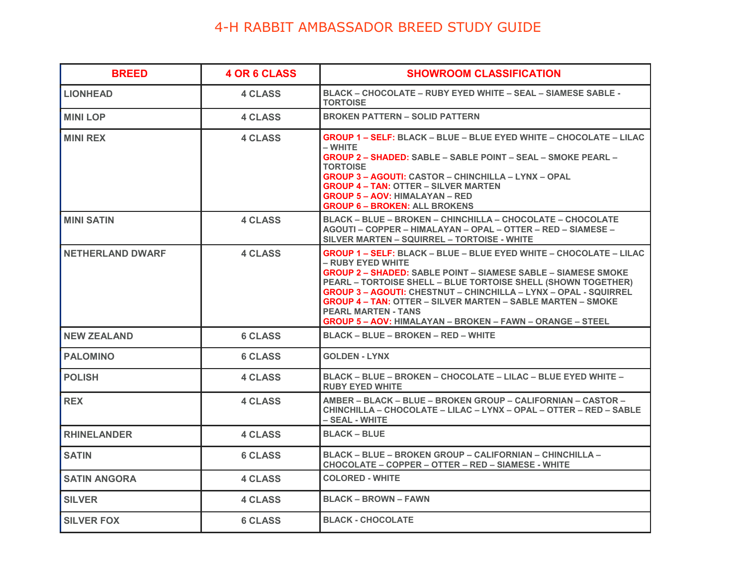# 4-H RABBIT AMBASSADOR BREED STUDY GUIDE

| BREED | 4 OR 6 CLASS | SHOWROOM CLASSIFICATION |
|---|---|---|
| LIONHEAD | 4 CLASS | BLACK – CHOCOLATE – RUBY EYED WHITE – SEAL – SIAMESE SABLE - TORTOISE |
| MINI LOP | 4 CLASS | BROKEN PATTERN – SOLID PATTERN |
| MINI REX | 4 CLASS | GROUP 1 – SELF: BLACK – BLUE – BLUE EYED WHITE – CHOCOLATE – LILAC – WHITE<br>GROUP 2 – SHADED: SABLE – SABLE POINT – SEAL – SMOKE PEARL – TORTOISE<br>GROUP 3 – AGOUTI: CASTOR – CHINCHILLA – LYNX – OPAL<br>GROUP 4 – TAN: OTTER – SILVER MARTEN<br>GROUP 5 – AOV: HIMALAYAN – RED<br>GROUP 6 – BROKEN: ALL BROKENS |
| MINI SATIN | 4 CLASS | BLACK – BLUE – BROKEN – CHINCHILLA – CHOCOLATE – CHOCOLATE AGOUTI – COPPER – HIMALAYAN – OPAL – OTTER – RED – SIAMESE – SILVER MARTEN – SQUIRREL – TORTOISE - WHITE |
| NETHERLAND DWARF | 4 CLASS | GROUP 1 – SELF: BLACK – BLUE – BLUE EYED WHITE – CHOCOLATE – LILAC – RUBY EYED WHITE<br>GROUP 2 – SHADED: SABLE POINT – SIAMESE SABLE – SIAMESE SMOKE PEARL – TORTOISE SHELL – BLUE TORTOISE SHELL (SHOWN TOGETHER)<br>GROUP 3 – AGOUTI: CHESTNUT – CHINCHILLA – LYNX – OPAL - SQUIRREL<br>GROUP 4 – TAN: OTTER – SILVER MARTEN – SABLE MARTEN – SMOKE PEARL MARTEN - TANS<br>GROUP 5 – AOV: HIMALAYAN – BROKEN – FAWN – ORANGE – STEEL |
| NEW ZEALAND | 6 CLASS | BLACK – BLUE – BROKEN – RED – WHITE |
| PALOMINO | 6 CLASS | GOLDEN - LYNX |
| POLISH | 4 CLASS | BLACK – BLUE – BROKEN – CHOCOLATE – LILAC – BLUE EYED WHITE – RUBY EYED WHITE |
| REX | 4 CLASS | AMBER – BLACK – BLUE – BROKEN GROUP – CALIFORNIAN – CASTOR – CHINCHILLA – CHOCOLATE – LILAC – LYNX – OPAL – OTTER – RED – SABLE – SEAL - WHITE |
| RHINELANDER | 4 CLASS | BLACK – BLUE |
| SATIN | 6 CLASS | BLACK – BLUE – BROKEN GROUP – CALIFORNIAN – CHINCHILLA – CHOCOLATE – COPPER – OTTER – RED – SIAMESE - WHITE |
| SATIN ANGORA | 4 CLASS | COLORED - WHITE |
| SILVER | 4 CLASS | BLACK – BROWN – FAWN |
| SILVER FOX | 6 CLASS | BLACK - CHOCOLATE |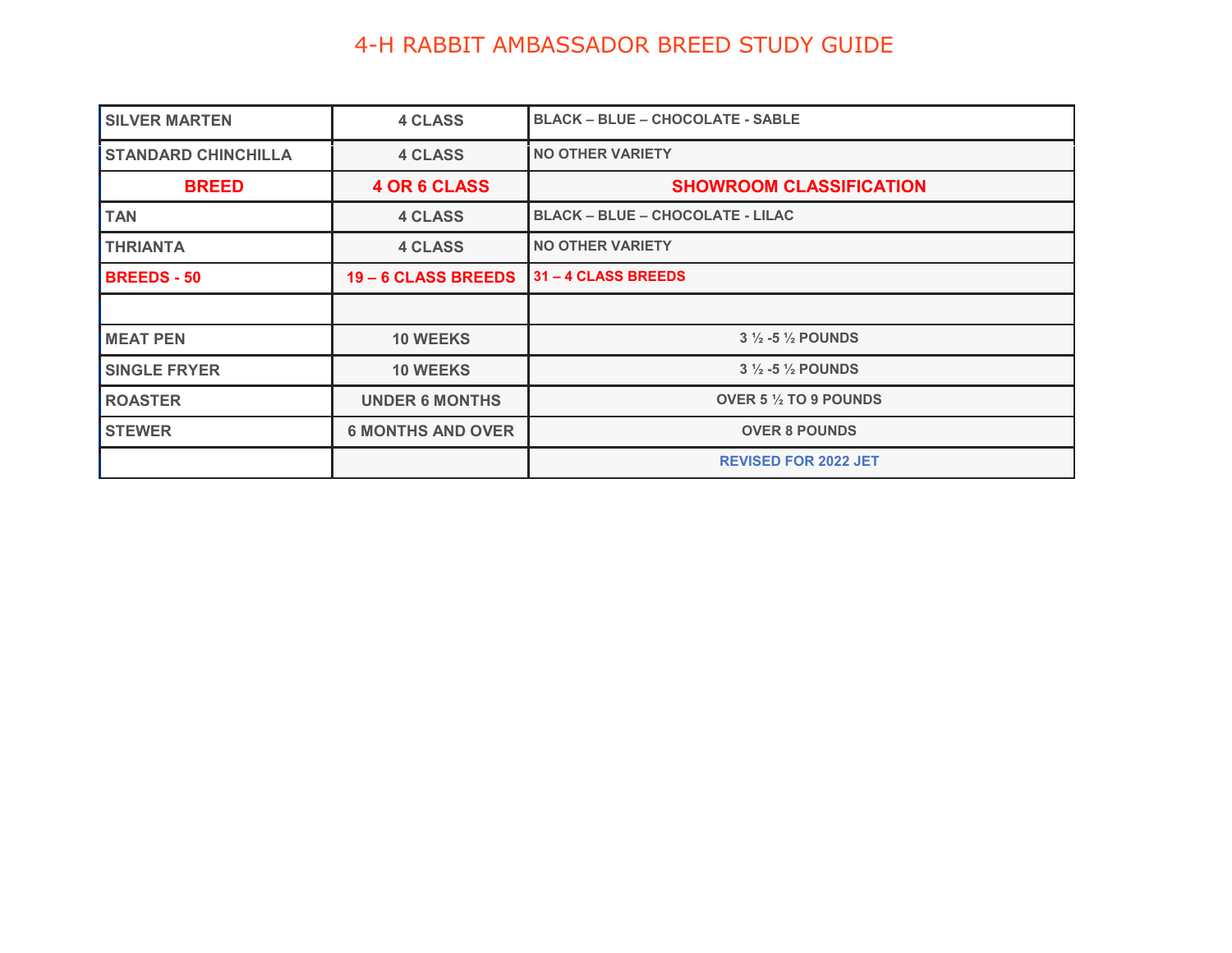# 4-H RABBIT AMBASSADOR BREED STUDY GUIDE

| | | |
|---|---|---|
| **SILVER MARTEN** | **4 CLASS** | **BLACK – BLUE – CHOCOLATE - SABLE** |
| **STANDARD CHINCHILLA** | **4 CLASS** | **NO OTHER VARIETY** |
| **BREED** | **4 OR 6 CLASS** | **SHOWROOM CLASSIFICATION** |
| **TAN** | **4 CLASS** | **BLACK – BLUE – CHOCOLATE - LILAC** |
| **THRIANTA** | **4 CLASS** | **NO OTHER VARIETY** |
| **BREEDS - 50** | **19 – 6 CLASS BREEDS** | **31 – 4 CLASS BREEDS** |
| | | |
| **MEAT PEN** | **10 WEEKS** | **3 ½ -5 ½ POUNDS** |
| **SINGLE FRYER** | **10 WEEKS** | **3 ½ -5 ½ POUNDS** |
| **ROASTER** | **UNDER 6 MONTHS** | **OVER 5 ½ TO 9 POUNDS** |
| **STEWER** | **6 MONTHS AND OVER** | **OVER 8 POUNDS** |
| | | **REVISED FOR 2022 JET** |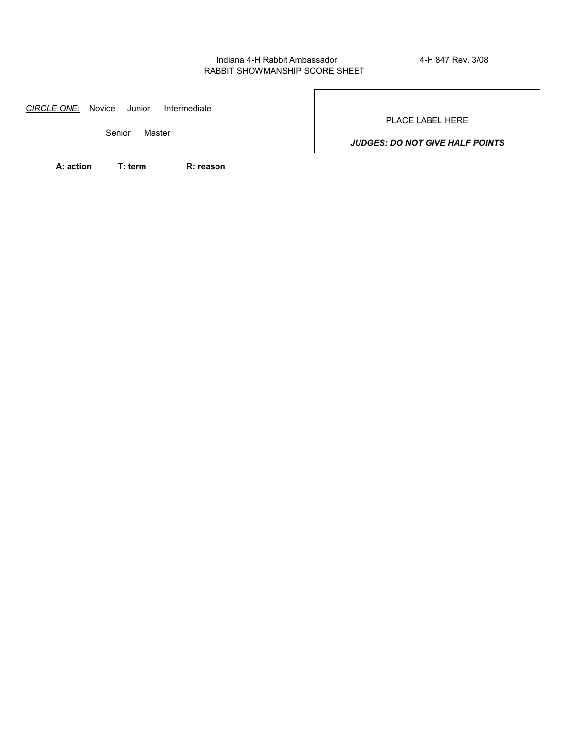Indiana 4-H Rabbit Ambassador
RABBIT SHOWMANSHIP SCORE SHEET

4-H 847 Rev. 3/08

*CIRCLE ONE:* Novice Junior Intermediate

Senior Master

PLACE LABEL HERE

***JUDGES: DO NOT GIVE HALF POINTS***

**A: action** **T: term** **R: reason**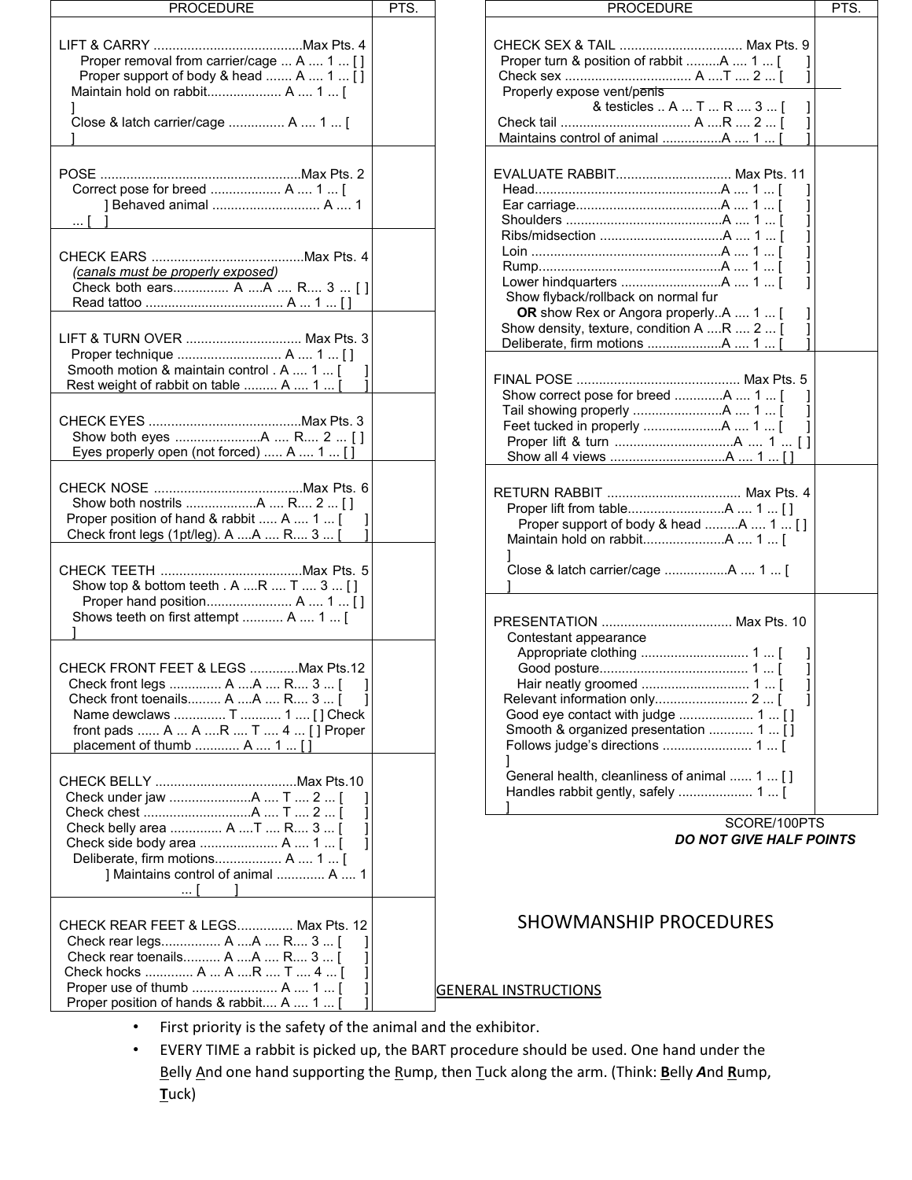| PROCEDURE | PTS. |
|---|---|
| LIFT & CARRY ........................................Max Pts. 4<br>Proper removal from carrier/cage ... A .... 1 ... [ ]<br>Proper support of body & head ....... A .... 1 ... [ ]<br>Maintain hold on rabbit.................... A .... 1 ... [ ]<br>Close & latch carrier/cage ............... A .... 1 ... [ ] | |
| POSE .....................................................Max Pts. 2<br>Correct pose for breed .................. A .... 1 ... [ ]<br>Behaved animal ............................ A .... 1 ... [ ] | |
| CHECK EARS .........................................Max Pts. 4<br>*(canals must be properly exposed)*<br>Check both ears.............. A ....A .... R.... 3 ... [ ]<br>Read tattoo .................................... A ... 1 ... [ ] | |
| LIFT & TURN OVER ............................... Max Pts. 3<br>Proper technique ............................ A .... 1 ... [ ]<br>Smooth motion & maintain control . A .... 1 ... [ ]<br>Rest weight of rabbit on table ......... A .... 1 ... [ ] | |
| CHECK EYES .........................................Max Pts. 3<br>Show both eyes ......................A .... R.... 2 ... [ ]<br>Eyes properly open (not forced) ..... A .... 1 ... [ ] | |
| CHECK NOSE ........................................Max Pts. 6<br>Show both nostrils ...................A .... R.... 2 ... [ ]<br>Proper position of hand & rabbit ..... A .... 1 ... [ ]<br>Check front legs (1pt/leg). A ....A .... R.... 3 ... [ ] | |
| CHECK TEETH ......................................Max Pts. 5<br>Show top & bottom teeth . A ....R .... T .... 3 ... [ ]<br>Proper hand position....................... A .... 1 ... [ ]<br>Shows teeth on first attempt ........... A .... 1 ... [ ] | |
| CHECK FRONT FEET & LEGS .............Max Pts.12<br>Check front legs .............. A ....A .... R.... 3 ... [ ]<br>Check front toenails......... A ....A .... R.... 3 ... [ ]<br>Name dewclaws ............. T ........... 1 .... [ ]<br>Check front pads ...... A ... A ....R .... T .... 4 ... [ ]<br>Proper placement of thumb ............ A .... 1 ... [ ] | |
| CHECK BELLY ......................................Max Pts.10<br>Check under jaw ......................A .... T .... 2 ... [ ]<br>Check chest .............................A .... T .... 2 ... [ ]<br>Check belly area ............. A ....T .... R.... 3 ... [ ]<br>Check side body area ..................... A .... 1 ... [ ]<br>Deliberate, firm motions.................. A .... 1 ... [ ]<br>Maintains control of animal ............. A .... 1 ... [ ] | |
| CHECK REAR FEET & LEGS............... Max Pts. 12<br>Check rear legs................ A ....A .... R.... 3 ... [ ]<br>Check rear toenails.......... A ....A .... R.... 3 ... [ ]<br>Check hocks ............. A ... A ....R .... T .... 4 ... [ ]<br>Proper use of thumb ....................... A .... 1 ... [ ]<br>Proper position of hands & rabbit.... A .... 1 ... [ ] | |

| PROCEDURE | PTS. |
|---|---|
| CHECK SEX & TAIL ................................. Max Pts. 9<br>Proper turn & position of rabbit .........A .... 1 ... [ ]<br>Check sex .................................. A ....T .... 2 ... [ ]<br>Properly expose vent/penis & testicles .. A ... T ... R .... 3 ... [ ]<br>Check tail .................................. A ....R .... 2 ... [ ]<br>Maintains control of animal ................A .... 1 ... [ ] | |
| EVALUATE RABBIT.............................. Max Pts. 11<br>Head.................................................A .... 1 ... [ ]<br>Ear carriage.......................................A .... 1 ... [ ]<br>Shoulders ..........................................A .... 1 ... [ ]<br>Ribs/midsection .................................A .... 1 ... [ ]<br>Loin ...................................................A .... 1 ... [ ]<br>Rump.................................................A .... 1 ... [ ]<br>Lower hindquarters ...........................A .... 1 ... [ ]<br>Show flyback/rollback on normal fur **OR** show Rex or Angora properly..A .... 1 ... [ ]<br>Show density, texture, condition A ....R .... 2 ... [ ]<br>Deliberate, firm motions ....................A .... 1 ... [ ] | |
| FINAL POSE ............................................ Max Pts. 5<br>Show correct pose for breed ............A .... 1 ... [ ]<br>Tail showing properly ........................A .... 1 ... [ ]<br>Feet tucked in properly .....................A .... 1 ... [ ]<br>Proper lift & turn ................................A .... 1 ... [ ]<br>Show all 4 views ...............................A .... 1 ... [ ] | |
| RETURN RABBIT .................................... Max Pts. 4<br>Proper lift from table..........................A .... 1 ... [ ]<br>Proper support of body & head .........A .... 1 ... [ ]<br>Maintain hold on rabbit......................A .... 1 ... [ ]<br>Close & latch carrier/cage .................A .... 1 ... [ ] | |
| PRESENTATION ................................... Max Pts. 10<br>Contestant appearance<br>Appropriate clothing ............................. 1 ... [ ]<br>Good posture........................................ 1 ... [ ]<br>Hair neatly groomed ............................. 1 ... [ ]<br>Relevant information only......................... 2 ... [ ]<br>Good eye contact with judge .................... 1 ... [ ]<br>Smooth & organized presentation ............ 1 ... [ ]<br>Follows judge's directions ........................ 1 ... [ ]<br>General health, cleanliness of animal ...... 1 ... [ ]<br>Handles rabbit gently, safely .................... 1 ... [ ] | |

SCORE/100PTS

***DO NOT GIVE HALF POINTS***

# SHOWMANSHIP PROCEDURES

GENERAL INSTRUCTIONS

- First priority is the safety of the animal and the exhibitor.
- EVERY TIME a rabbit is picked up, the BART procedure should be used. One hand under the Belly And one hand supporting the Rump, then Tuck along the arm. (Think: **B**elly ***A***nd **R**ump, **T**uck)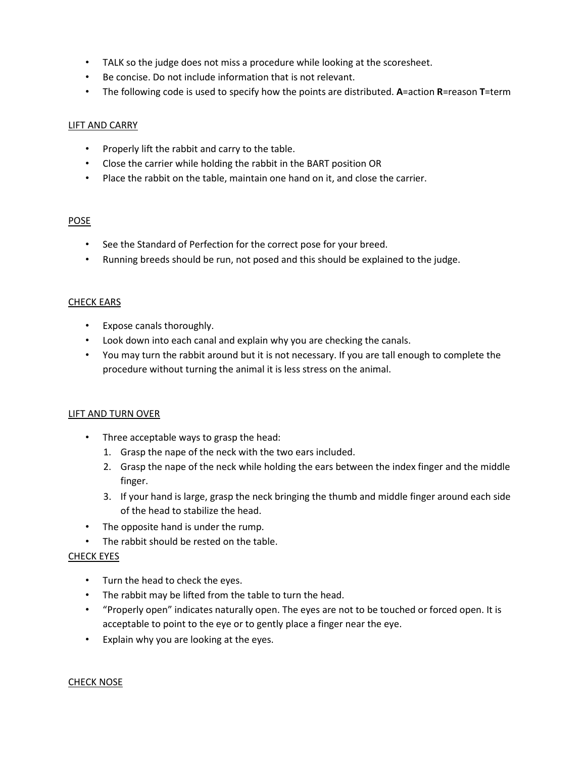- TALK so the judge does not miss a procedure while looking at the scoresheet.
- Be concise. Do not include information that is not relevant.
- The following code is used to specify how the points are distributed. **A**=action **R**=reason **T**=term

<u>LIFT AND CARRY</u>

- Properly lift the rabbit and carry to the table.
- Close the carrier while holding the rabbit in the BART position OR
- Place the rabbit on the table, maintain one hand on it, and close the carrier.

<u>POSE</u>

- See the Standard of Perfection for the correct pose for your breed.
- Running breeds should be run, not posed and this should be explained to the judge.

<u>CHECK EARS</u>

- Expose canals thoroughly.
- Look down into each canal and explain why you are checking the canals.
- You may turn the rabbit around but it is not necessary. If you are tall enough to complete the procedure without turning the animal it is less stress on the animal.

<u>LIFT AND TURN OVER</u>

- Three acceptable ways to grasp the head:
  1. Grasp the nape of the neck with the two ears included.
  2. Grasp the nape of the neck while holding the ears between the index finger and the middle finger.
  3. If your hand is large, grasp the neck bringing the thumb and middle finger around each side of the head to stabilize the head.
- The opposite hand is under the rump.
- The rabbit should be rested on the table.

<u>CHECK EYES</u>

- Turn the head to check the eyes.
- The rabbit may be lifted from the table to turn the head.
- "Properly open" indicates naturally open. The eyes are not to be touched or forced open. It is acceptable to point to the eye or to gently place a finger near the eye.
- Explain why you are looking at the eyes.

<u>CHECK NOSE</u>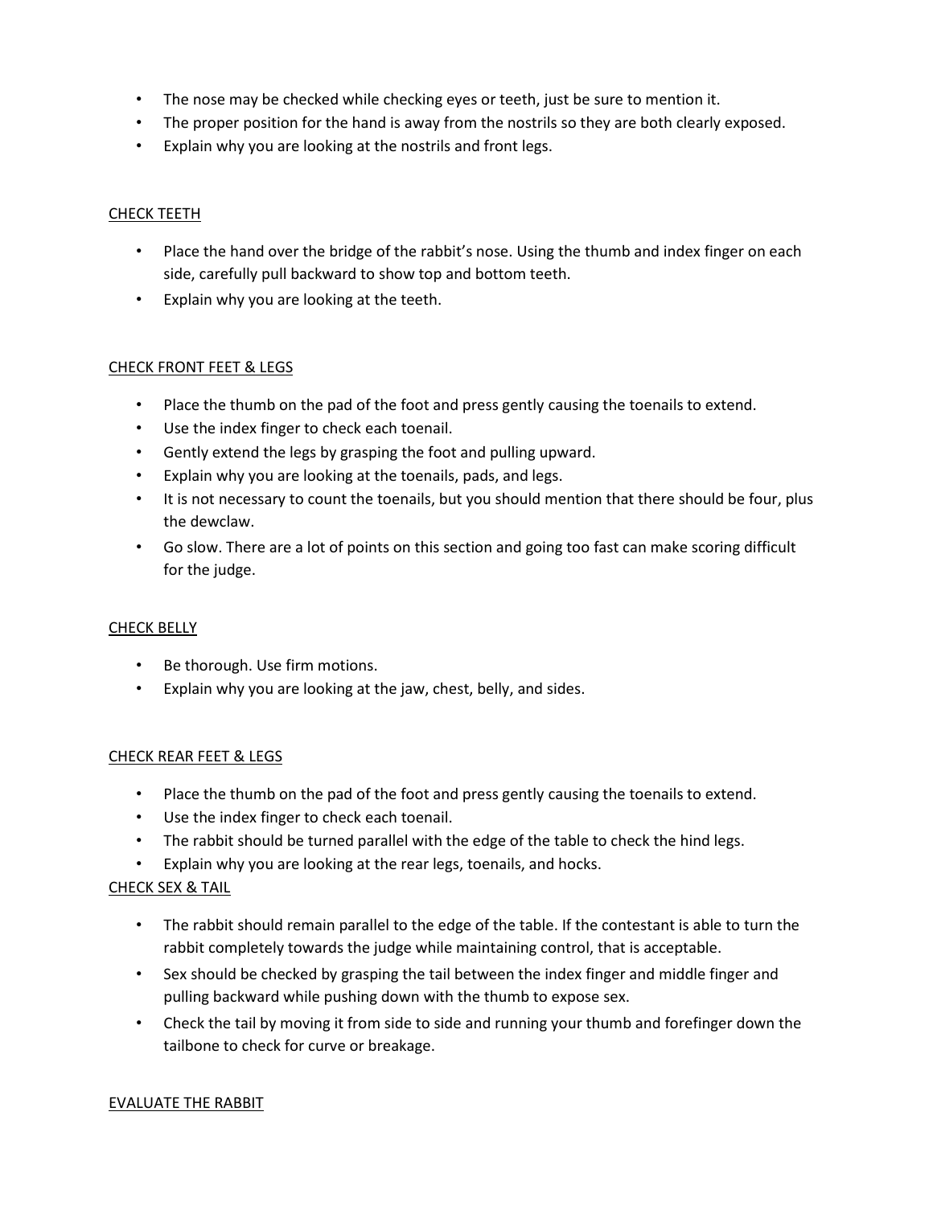- The nose may be checked while checking eyes or teeth, just be sure to mention it.
- The proper position for the hand is away from the nostrils so they are both clearly exposed.
- Explain why you are looking at the nostrils and front legs.

<u>CHECK TEETH</u>

- Place the hand over the bridge of the rabbit's nose. Using the thumb and index finger on each side, carefully pull backward to show top and bottom teeth.
- Explain why you are looking at the teeth.

<u>CHECK FRONT FEET & LEGS</u>

- Place the thumb on the pad of the foot and press gently causing the toenails to extend.
- Use the index finger to check each toenail.
- Gently extend the legs by grasping the foot and pulling upward.
- Explain why you are looking at the toenails, pads, and legs.
- It is not necessary to count the toenails, but you should mention that there should be four, plus the dewclaw.
- Go slow. There are a lot of points on this section and going too fast can make scoring difficult for the judge.

<u>CHECK BELLY</u>

- Be thorough. Use firm motions.
- Explain why you are looking at the jaw, chest, belly, and sides.

<u>CHECK REAR FEET & LEGS</u>

- Place the thumb on the pad of the foot and press gently causing the toenails to extend.
- Use the index finger to check each toenail.
- The rabbit should be turned parallel with the edge of the table to check the hind legs.
- Explain why you are looking at the rear legs, toenails, and hocks.

<u>CHECK SEX & TAIL</u>

- The rabbit should remain parallel to the edge of the table. If the contestant is able to turn the rabbit completely towards the judge while maintaining control, that is acceptable.
- Sex should be checked by grasping the tail between the index finger and middle finger and pulling backward while pushing down with the thumb to expose sex.
- Check the tail by moving it from side to side and running your thumb and forefinger down the tailbone to check for curve or breakage.

<u>EVALUATE THE RABBIT</u>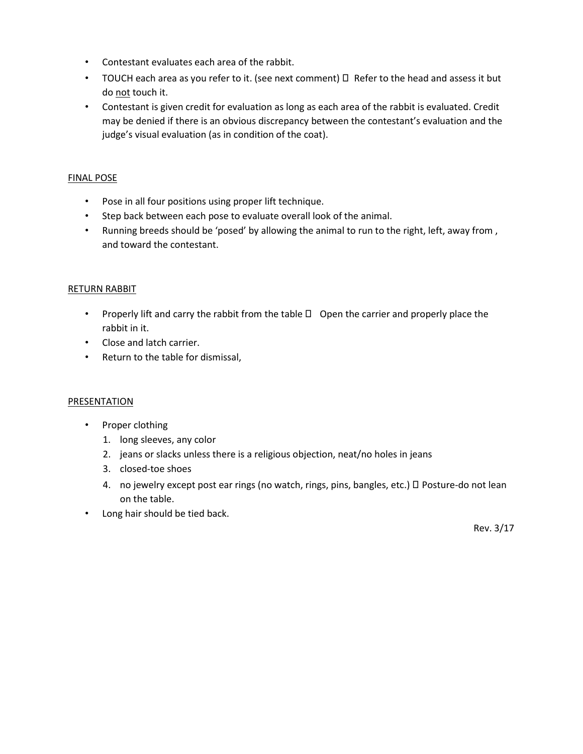- Contestant evaluates each area of the rabbit.
- TOUCH each area as you refer to it. (see next comment)  Refer to the head and assess it but do not touch it.
- Contestant is given credit for evaluation as long as each area of the rabbit is evaluated. Credit may be denied if there is an obvious discrepancy between the contestant's evaluation and the judge's visual evaluation (as in condition of the coat).

FINAL POSE

- Pose in all four positions using proper lift technique.
- Step back between each pose to evaluate overall look of the animal.
- Running breeds should be 'posed' by allowing the animal to run to the right, left, away from , and toward the contestant.

RETURN RABBIT

- Properly lift and carry the rabbit from the table  Open the carrier and properly place the rabbit in it.
- Close and latch carrier.
- Return to the table for dismissal,

PRESENTATION

- Proper clothing
  1. long sleeves, any color
  2. jeans or slacks unless there is a religious objection, neat/no holes in jeans
  3. closed-toe shoes
  4. no jewelry except post ear rings (no watch, rings, pins, bangles, etc.)  Posture-do not lean on the table.
- Long hair should be tied back.

Rev. 3/17